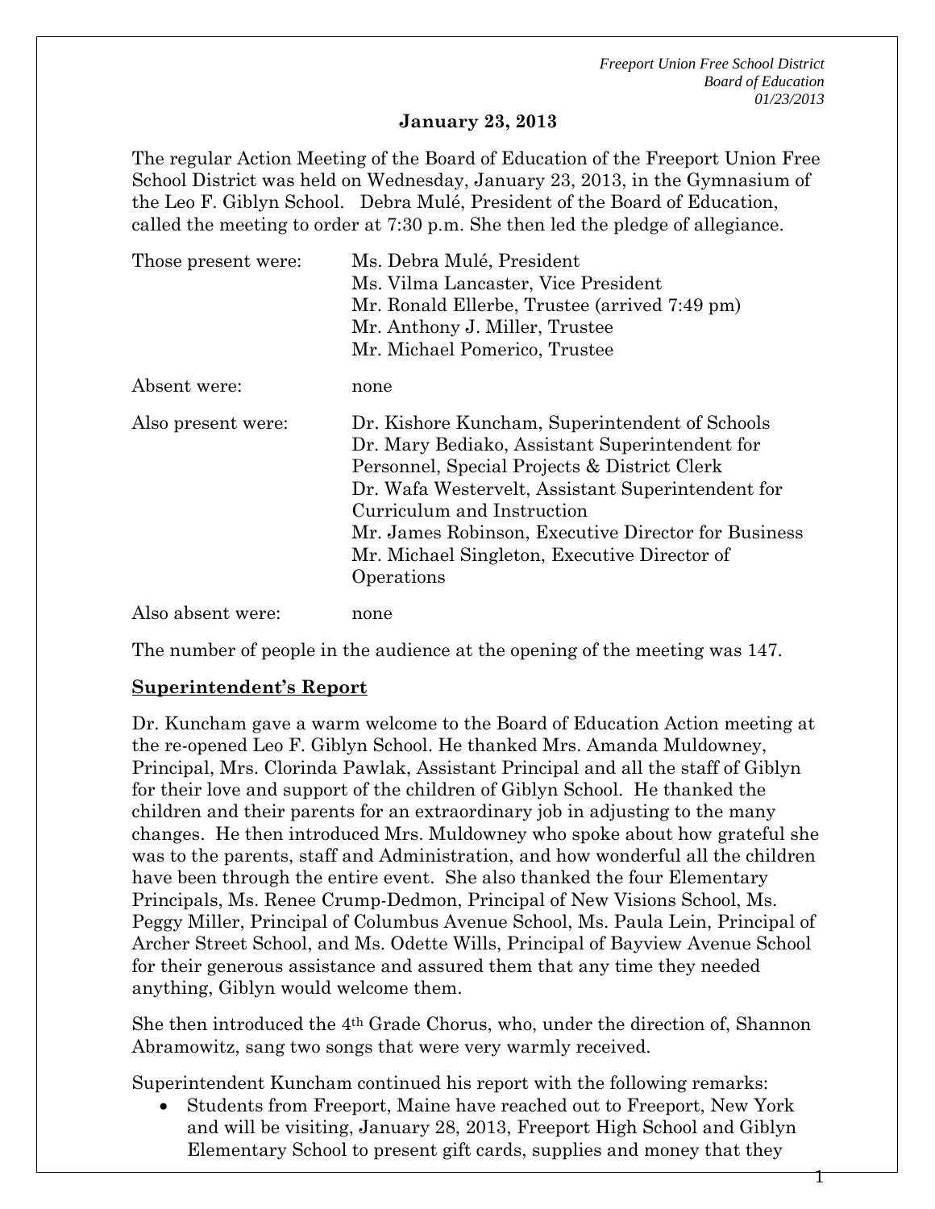**January 23, 2013**

The regular Action Meeting of the Board of Education of the Freeport Union Free School District was held on Wednesday, January 23, 2013, in the Gymnasium of the Leo F. Giblyn School. Debra Mulé, President of the Board of Education, called the meeting to order at 7:30 p.m. She then led the pledge of allegiance.

| | |
|---|---|
| Those present were: | Ms. Debra Mulé, President<br>Ms. Vilma Lancaster, Vice President<br>Mr. Ronald Ellerbe, Trustee (arrived 7:49 pm)<br>Mr. Anthony J. Miller, Trustee<br>Mr. Michael Pomerico, Trustee |
| Absent were: | none |
| Also present were: | Dr. Kishore Kuncham, Superintendent of Schools<br>Dr. Mary Bediako, Assistant Superintendent for Personnel, Special Projects & District Clerk<br>Dr. Wafa Westervelt, Assistant Superintendent for Curriculum and Instruction<br>Mr. James Robinson, Executive Director for Business<br>Mr. Michael Singleton, Executive Director of Operations |
| Also absent were: | none |

The number of people in the audience at the opening of the meeting was 147.

**Superintendent's Report**

Dr. Kuncham gave a warm welcome to the Board of Education Action meeting at the re-opened Leo F. Giblyn School. He thanked Mrs. Amanda Muldowney, Principal, Mrs. Clorinda Pawlak, Assistant Principal and all the staff of Giblyn for their love and support of the children of Giblyn School. He thanked the children and their parents for an extraordinary job in adjusting to the many changes. He then introduced Mrs. Muldowney who spoke about how grateful she was to the parents, staff and Administration, and how wonderful all the children have been through the entire event. She also thanked the four Elementary Principals, Ms. Renee Crump-Dedmon, Principal of New Visions School, Ms. Peggy Miller, Principal of Columbus Avenue School, Ms. Paula Lein, Principal of Archer Street School, and Ms. Odette Wills, Principal of Bayview Avenue School for their generous assistance and assured them that any time they needed anything, Giblyn would welcome them.

She then introduced the 4th Grade Chorus, who, under the direction of, Shannon Abramowitz, sang two songs that were very warmly received.

Superintendent Kuncham continued his report with the following remarks:

- Students from Freeport, Maine have reached out to Freeport, New York and will be visiting, January 28, 2013, Freeport High School and Giblyn Elementary School to present gift cards, supplies and money that they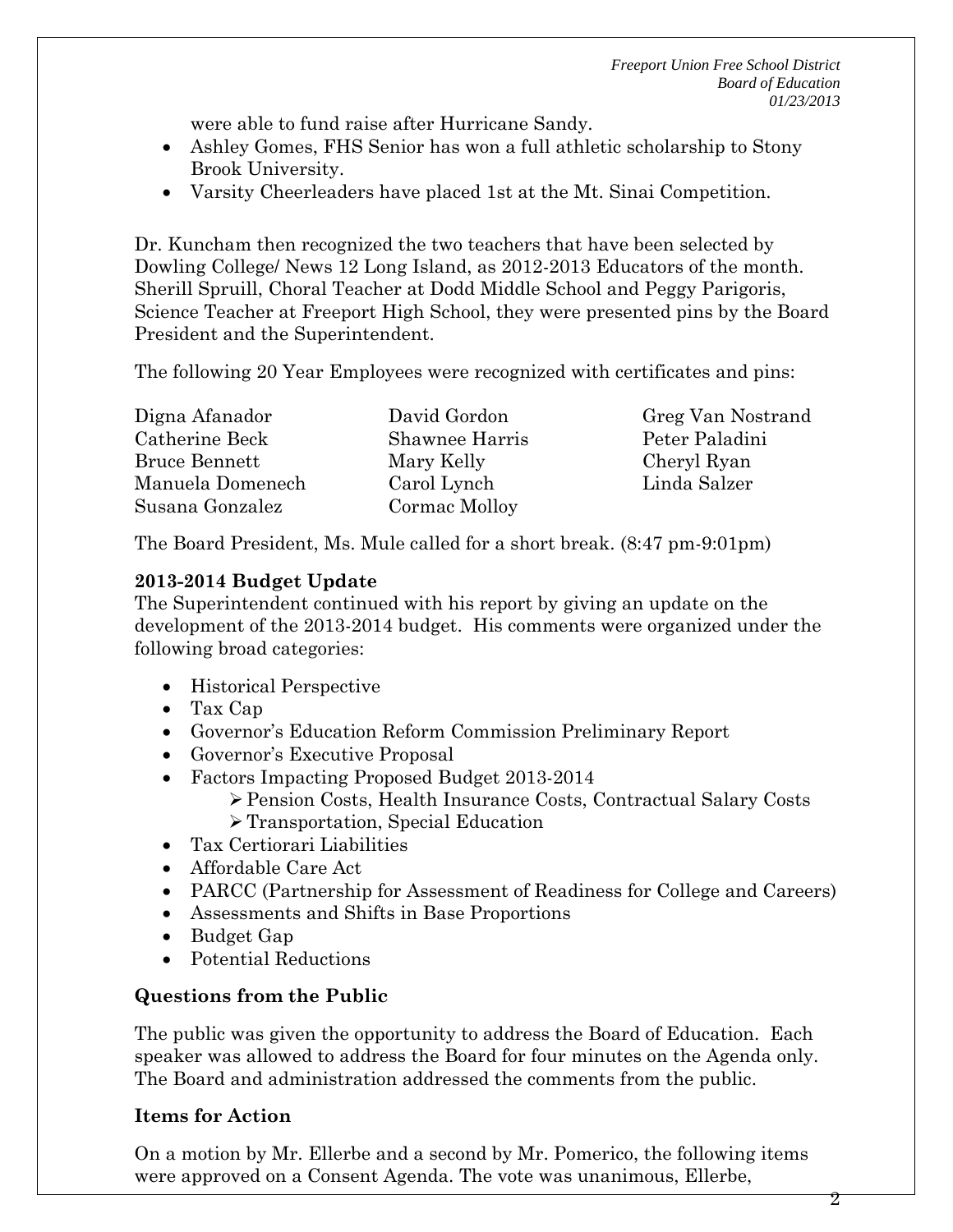were able to fund raise after Hurricane Sandy.

- Ashley Gomes, FHS Senior has won a full athletic scholarship to Stony Brook University.
- Varsity Cheerleaders have placed 1st at the Mt. Sinai Competition.

Dr. Kuncham then recognized the two teachers that have been selected by Dowling College/ News 12 Long Island, as 2012-2013 Educators of the month. Sherill Spruill, Choral Teacher at Dodd Middle School and Peggy Parigoris, Science Teacher at Freeport High School, they were presented pins by the Board President and the Superintendent.

The following 20 Year Employees were recognized with certificates and pins:

| | | |
|---|---|---|
| Digna Afanador | David Gordon | Greg Van Nostrand |
| Catherine Beck | Shawnee Harris | Peter Paladini |
| Bruce Bennett | Mary Kelly | Cheryl Ryan |
| Manuela Domenech | Carol Lynch | Linda Salzer |
| Susana Gonzalez | Cormac Molloy | |

The Board President, Ms. Mule called for a short break. (8:47 pm-9:01pm)

**2013-2014 Budget Update**

The Superintendent continued with his report by giving an update on the development of the 2013-2014 budget. His comments were organized under the following broad categories:

- Historical Perspective
- Tax Cap
- Governor's Education Reform Commission Preliminary Report
- Governor's Executive Proposal
- Factors Impacting Proposed Budget 2013-2014
  - Pension Costs, Health Insurance Costs, Contractual Salary Costs
  - Transportation, Special Education
- Tax Certiorari Liabilities
- Affordable Care Act
- PARCC (Partnership for Assessment of Readiness for College and Careers)
- Assessments and Shifts in Base Proportions
- Budget Gap
- Potential Reductions

**Questions from the Public**

The public was given the opportunity to address the Board of Education. Each speaker was allowed to address the Board for four minutes on the Agenda only. The Board and administration addressed the comments from the public.

**Items for Action**

On a motion by Mr. Ellerbe and a second by Mr. Pomerico, the following items were approved on a Consent Agenda. The vote was unanimous, Ellerbe,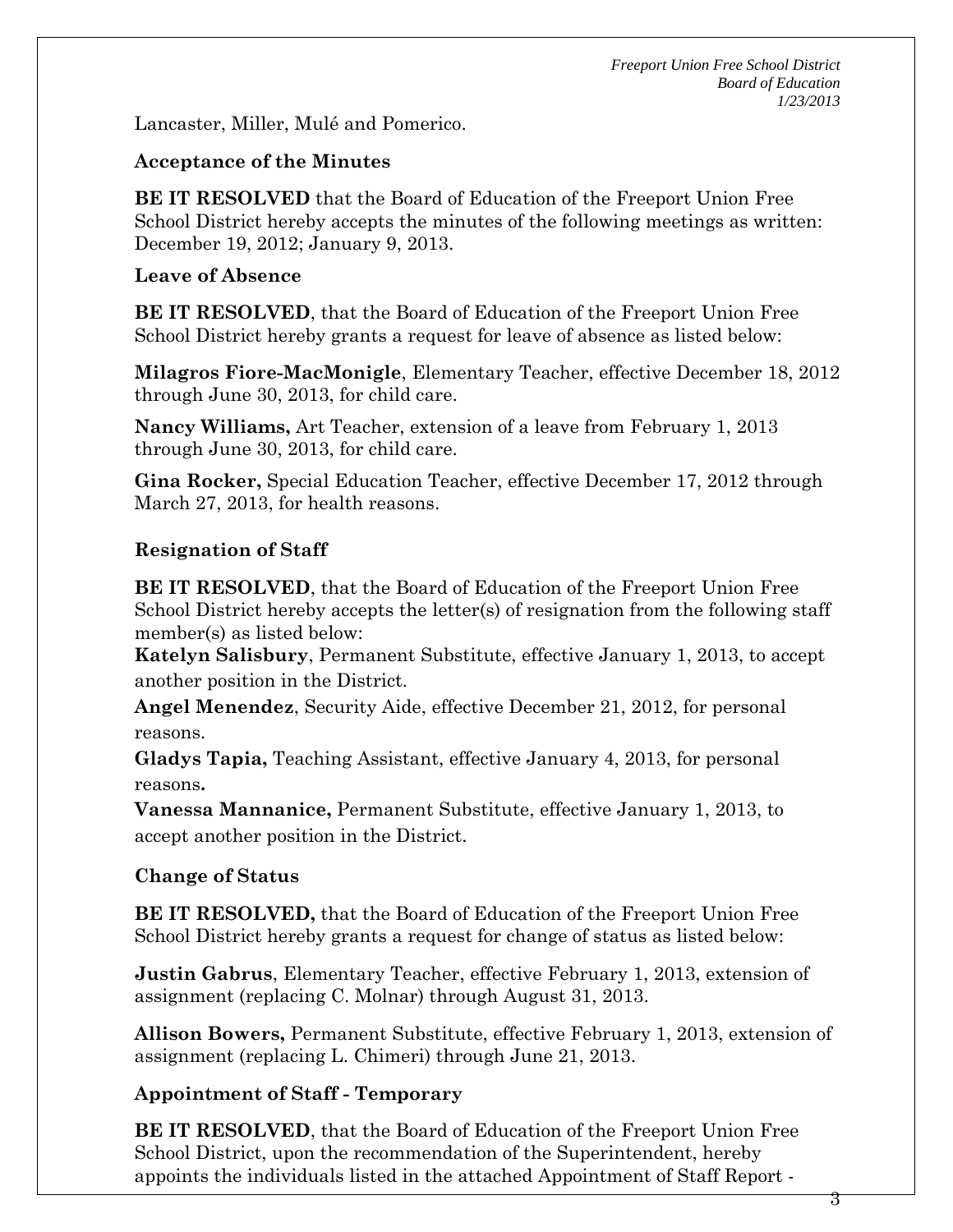Lancaster, Miller, Mulé and Pomerico.

### Acceptance of the Minutes

**BE IT RESOLVED** that the Board of Education of the Freeport Union Free School District hereby accepts the minutes of the following meetings as written: December 19, 2012; January 9, 2013.

### Leave of Absence

**BE IT RESOLVED**, that the Board of Education of the Freeport Union Free School District hereby grants a request for leave of absence as listed below:

**Milagros Fiore-MacMonigle**, Elementary Teacher, effective December 18, 2012 through June 30, 2013, for child care.

**Nancy Williams,** Art Teacher, extension of a leave from February 1, 2013 through June 30, 2013, for child care.

**Gina Rocker,** Special Education Teacher, effective December 17, 2012 through March 27, 2013, for health reasons.

### Resignation of Staff

**BE IT RESOLVED**, that the Board of Education of the Freeport Union Free School District hereby accepts the letter(s) of resignation from the following staff member(s) as listed below:

**Katelyn Salisbury**, Permanent Substitute, effective January 1, 2013, to accept another position in the District.

**Angel Menendez**, Security Aide, effective December 21, 2012, for personal reasons.

**Gladys Tapia,** Teaching Assistant, effective January 4, 2013, for personal reasons.

**Vanessa Mannanice,** Permanent Substitute, effective January 1, 2013, to accept another position in the District.

### Change of Status

**BE IT RESOLVED,** that the Board of Education of the Freeport Union Free School District hereby grants a request for change of status as listed below:

**Justin Gabrus**, Elementary Teacher, effective February 1, 2013, extension of assignment (replacing C. Molnar) through August 31, 2013.

**Allison Bowers,** Permanent Substitute, effective February 1, 2013, extension of assignment (replacing L. Chimeri) through June 21, 2013.

### Appointment of Staff - Temporary

**BE IT RESOLVED**, that the Board of Education of the Freeport Union Free School District, upon the recommendation of the Superintendent, hereby appoints the individuals listed in the attached Appointment of Staff Report -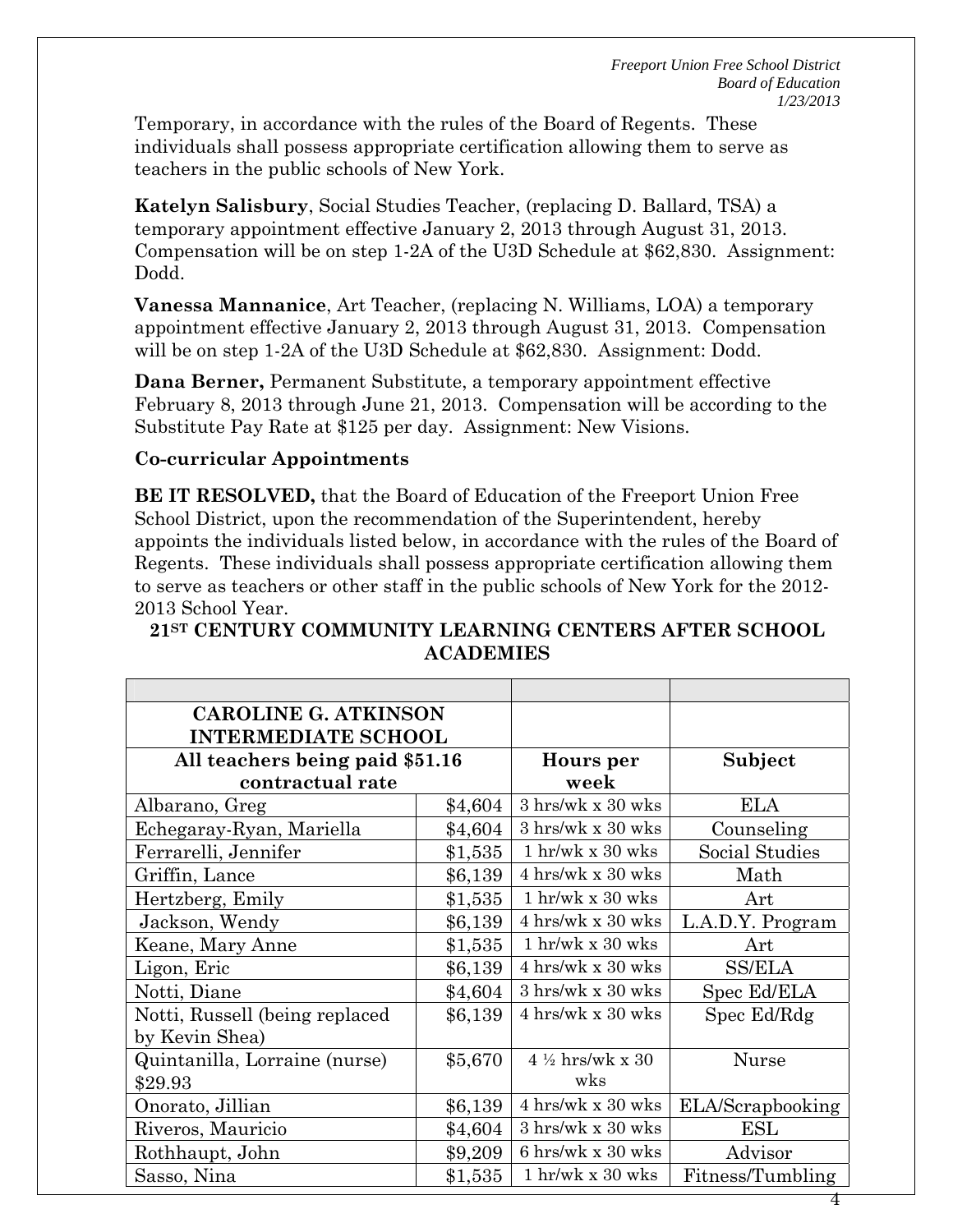Temporary, in accordance with the rules of the Board of Regents. These individuals shall possess appropriate certification allowing them to serve as teachers in the public schools of New York.

**Katelyn Salisbury**, Social Studies Teacher, (replacing D. Ballard, TSA) a temporary appointment effective January 2, 2013 through August 31, 2013. Compensation will be on step 1-2A of the U3D Schedule at $62,830. Assignment: Dodd.

**Vanessa Mannanice**, Art Teacher, (replacing N. Williams, LOA) a temporary appointment effective January 2, 2013 through August 31, 2013. Compensation will be on step 1-2A of the U3D Schedule at $62,830. Assignment: Dodd.

**Dana Berner,** Permanent Substitute, a temporary appointment effective February 8, 2013 through June 21, 2013. Compensation will be according to the Substitute Pay Rate at $125 per day. Assignment: New Visions.

**Co-curricular Appointments**

**BE IT RESOLVED,** that the Board of Education of the Freeport Union Free School District, upon the recommendation of the Superintendent, hereby appoints the individuals listed below, in accordance with the rules of the Board of Regents. These individuals shall possess appropriate certification allowing them to serve as teachers or other staff in the public schools of New York for the 2012-2013 School Year.

**21ST CENTURY COMMUNITY LEARNING CENTERS AFTER SCHOOL ACADEMIES**

| | | | |
|---|---|---|---|
| **CAROLINE G. ATKINSON INTERMEDIATE SCHOOL** | | | |
| **All teachers being paid $51.16 contractual rate** | | **Hours per week** | **Subject** |
| Albarano, Greg | $4,604 | 3 hrs/wk x 30 wks | ELA |
| Echegaray-Ryan, Mariella | $4,604 | 3 hrs/wk x 30 wks | Counseling |
| Ferrarelli, Jennifer | $1,535 | 1 hr/wk x 30 wks | Social Studies |
| Griffin, Lance | $6,139 | 4 hrs/wk x 30 wks | Math |
| Hertzberg, Emily | $1,535 | 1 hr/wk x 30 wks | Art |
| Jackson, Wendy | $6,139 | 4 hrs/wk x 30 wks | L.A.D.Y. Program |
| Keane, Mary Anne | $1,535 | 1 hr/wk x 30 wks | Art |
| Ligon, Eric | $6,139 | 4 hrs/wk x 30 wks | SS/ELA |
| Notti, Diane | $4,604 | 3 hrs/wk x 30 wks | Spec Ed/ELA |
| Notti, Russell (being replaced by Kevin Shea) | $6,139 | 4 hrs/wk x 30 wks | Spec Ed/Rdg |
| Quintanilla, Lorraine (nurse) $29.93 | $5,670 | 4 ½ hrs/wk x 30 wks | Nurse |
| Onorato, Jillian | $6,139 | 4 hrs/wk x 30 wks | ELA/Scrapbooking |
| Riveros, Mauricio | $4,604 | 3 hrs/wk x 30 wks | ESL |
| Rothhaupt, John | $9,209 | 6 hrs/wk x 30 wks | Advisor |
| Sasso, Nina | $1,535 | 1 hr/wk x 30 wks | Fitness/Tumbling |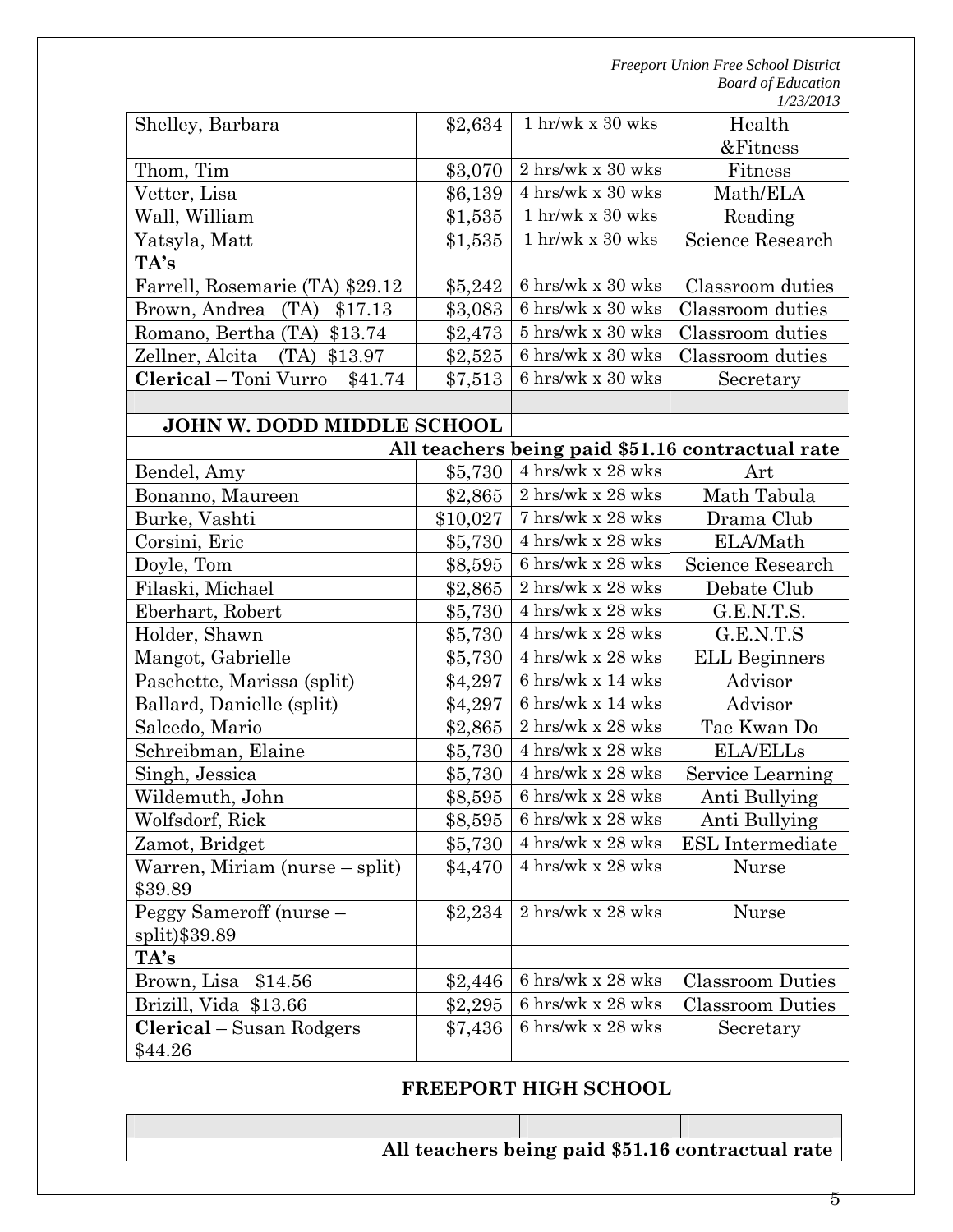| | | | |
|---|---|---|---|
| Shelley, Barbara | $2,634 | 1 hr/wk x 30 wks | Health &Fitness |
| Thom, Tim | $3,070 | 2 hrs/wk x 30 wks | Fitness |
| Vetter, Lisa | $6,139 | 4 hrs/wk x 30 wks | Math/ELA |
| Wall, William | $1,535 | 1 hr/wk x 30 wks | Reading |
| Yatsyla, Matt | $1,535 | 1 hr/wk x 30 wks | Science Research |
| **TA's** | | | |
| Farrell, Rosemarie (TA) $29.12 | $5,242 | 6 hrs/wk x 30 wks | Classroom duties |
| Brown, Andrea (TA) $17.13 | $3,083 | 6 hrs/wk x 30 wks | Classroom duties |
| Romano, Bertha (TA) $13.74 | $2,473 | 5 hrs/wk x 30 wks | Classroom duties |
| Zellner, Alcita (TA) $13.97 | $2,525 | 6 hrs/wk x 30 wks | Classroom duties |
| **Clerical** – Toni Vurro $41.74 | $7,513 | 6 hrs/wk x 30 wks | Secretary |
| | | | |
| **JOHN W. DODD MIDDLE SCHOOL** | | | |
| **All teachers being paid $51.16 contractual rate** | | | |
| Bendel, Amy | $5,730 | 4 hrs/wk x 28 wks | Art |
| Bonanno, Maureen | $2,865 | 2 hrs/wk x 28 wks | Math Tabula |
| Burke, Vashti | $10,027 | 7 hrs/wk x 28 wks | Drama Club |
| Corsini, Eric | $5,730 | 4 hrs/wk x 28 wks | ELA/Math |
| Doyle, Tom | $8,595 | 6 hrs/wk x 28 wks | Science Research |
| Filaski, Michael | $2,865 | 2 hrs/wk x 28 wks | Debate Club |
| Eberhart, Robert | $5,730 | 4 hrs/wk x 28 wks | G.E.N.T.S. |
| Holder, Shawn | $5,730 | 4 hrs/wk x 28 wks | G.E.N.T.S |
| Mangot, Gabrielle | $5,730 | 4 hrs/wk x 28 wks | ELL Beginners |
| Paschette, Marissa (split) | $4,297 | 6 hrs/wk x 14 wks | Advisor |
| Ballard, Danielle (split) | $4,297 | 6 hrs/wk x 14 wks | Advisor |
| Salcedo, Mario | $2,865 | 2 hrs/wk x 28 wks | Tae Kwan Do |
| Schreibman, Elaine | $5,730 | 4 hrs/wk x 28 wks | ELA/ELLs |
| Singh, Jessica | $5,730 | 4 hrs/wk x 28 wks | Service Learning |
| Wildemuth, John | $8,595 | 6 hrs/wk x 28 wks | Anti Bullying |
| Wolfsdorf, Rick | $8,595 | 6 hrs/wk x 28 wks | Anti Bullying |
| Zamot, Bridget | $5,730 | 4 hrs/wk x 28 wks | ESL Intermediate |
| Warren, Miriam (nurse – split) $39.89 | $4,470 | 4 hrs/wk x 28 wks | Nurse |
| Peggy Sameroff (nurse – split)$39.89 | $2,234 | 2 hrs/wk x 28 wks | Nurse |
| **TA's** | | | |
| Brown, Lisa $14.56 | $2,446 | 6 hrs/wk x 28 wks | Classroom Duties |
| Brizill, Vida $13.66 | $2,295 | 6 hrs/wk x 28 wks | Classroom Duties |
| **Clerical** – Susan Rodgers $44.26 | $7,436 | 6 hrs/wk x 28 wks | Secretary |

**FREEPORT HIGH SCHOOL**

| | | |
|---|---|---|
| **All teachers being paid $51.16 contractual rate** | | |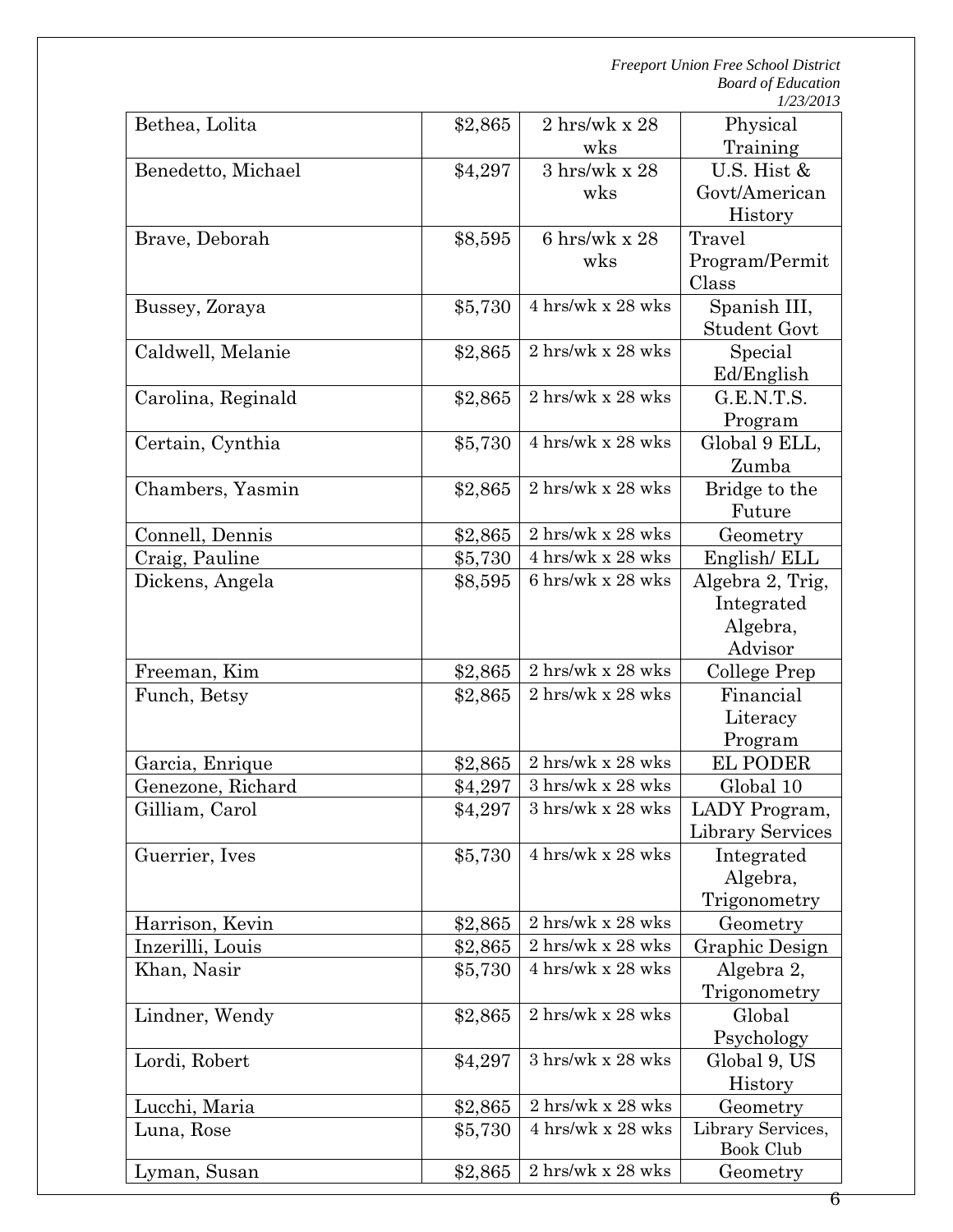| | | | |
|---|---|---|---|
| Bethea, Lolita | $2,865 | 2 hrs/wk x 28 wks | Physical Training |
| Benedetto, Michael | $4,297 | 3 hrs/wk x 28 wks | U.S. Hist & Govt/American History |
| Brave, Deborah | $8,595 | 6 hrs/wk x 28 wks | Travel Program/Permit Class |
| Bussey, Zoraya | $5,730 | 4 hrs/wk x 28 wks | Spanish III, Student Govt |
| Caldwell, Melanie | $2,865 | 2 hrs/wk x 28 wks | Special Ed/English |
| Carolina, Reginald | $2,865 | 2 hrs/wk x 28 wks | G.E.N.T.S. Program |
| Certain, Cynthia | $5,730 | 4 hrs/wk x 28 wks | Global 9 ELL, Zumba |
| Chambers, Yasmin | $2,865 | 2 hrs/wk x 28 wks | Bridge to the Future |
| Connell, Dennis | $2,865 | 2 hrs/wk x 28 wks | Geometry |
| Craig, Pauline | $5,730 | 4 hrs/wk x 28 wks | English/ ELL |
| Dickens, Angela | $8,595 | 6 hrs/wk x 28 wks | Algebra 2, Trig, Integrated Algebra, Advisor |
| Freeman, Kim | $2,865 | 2 hrs/wk x 28 wks | College Prep |
| Funch, Betsy | $2,865 | 2 hrs/wk x 28 wks | Financial Literacy Program |
| Garcia, Enrique | $2,865 | 2 hrs/wk x 28 wks | EL PODER |
| Genezone, Richard | $4,297 | 3 hrs/wk x 28 wks | Global 10 |
| Gilliam, Carol | $4,297 | 3 hrs/wk x 28 wks | LADY Program, Library Services |
| Guerrier, Ives | $5,730 | 4 hrs/wk x 28 wks | Integrated Algebra, Trigonometry |
| Harrison, Kevin | $2,865 | 2 hrs/wk x 28 wks | Geometry |
| Inzerilli, Louis | $2,865 | 2 hrs/wk x 28 wks | Graphic Design |
| Khan, Nasir | $5,730 | 4 hrs/wk x 28 wks | Algebra 2, Trigonometry |
| Lindner, Wendy | $2,865 | 2 hrs/wk x 28 wks | Global Psychology |
| Lordi, Robert | $4,297 | 3 hrs/wk x 28 wks | Global 9, US History |
| Lucchi, Maria | $2,865 | 2 hrs/wk x 28 wks | Geometry |
| Luna, Rose | $5,730 | 4 hrs/wk x 28 wks | Library Services, Book Club |
| Lyman, Susan | $2,865 | 2 hrs/wk x 28 wks | Geometry |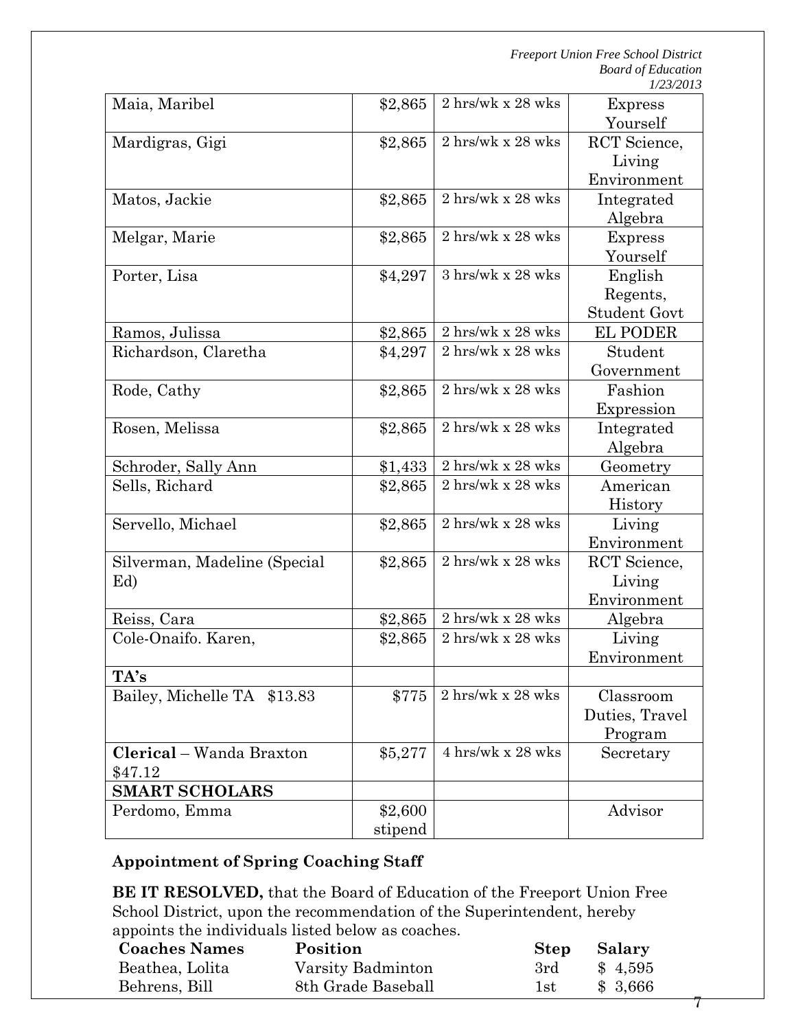| | | | |
|---|---|---|---|
| Maia, Maribel | $2,865 | 2 hrs/wk x 28 wks | Express Yourself |
| Mardigras, Gigi | $2,865 | 2 hrs/wk x 28 wks | RCT Science, Living Environment |
| Matos, Jackie | $2,865 | 2 hrs/wk x 28 wks | Integrated Algebra |
| Melgar, Marie | $2,865 | 2 hrs/wk x 28 wks | Express Yourself |
| Porter, Lisa | $4,297 | 3 hrs/wk x 28 wks | English Regents, Student Govt |
| Ramos, Julissa | $2,865 | 2 hrs/wk x 28 wks | EL PODER |
| Richardson, Claretha | $4,297 | 2 hrs/wk x 28 wks | Student Government |
| Rode, Cathy | $2,865 | 2 hrs/wk x 28 wks | Fashion Expression |
| Rosen, Melissa | $2,865 | 2 hrs/wk x 28 wks | Integrated Algebra |
| Schroder, Sally Ann | $1,433 | 2 hrs/wk x 28 wks | Geometry |
| Sells, Richard | $2,865 | 2 hrs/wk x 28 wks | American History |
| Servello, Michael | $2,865 | 2 hrs/wk x 28 wks | Living Environment |
| Silverman, Madeline (Special Ed) | $2,865 | 2 hrs/wk x 28 wks | RCT Science, Living Environment |
| Reiss, Cara | $2,865 | 2 hrs/wk x 28 wks | Algebra |
| Cole-Onaifo. Karen, | $2,865 | 2 hrs/wk x 28 wks | Living Environment |
| **TA's** | | | |
| Bailey, Michelle TA $13.83 | $775 | 2 hrs/wk x 28 wks | Classroom Duties, Travel Program |
| **Clerical** – Wanda Braxton $47.12 | $5,277 | 4 hrs/wk x 28 wks | Secretary |
| **SMART SCHOLARS** | | | |
| Perdomo, Emma | $2,600 stipend | | Advisor |

**Appointment of Spring Coaching Staff**

**BE IT RESOLVED,** that the Board of Education of the Freeport Union Free School District, upon the recommendation of the Superintendent, hereby appoints the individuals listed below as coaches.

| Coaches Names | Position | Step | Salary |
|---|---|---|---|
| Beathea, Lolita | Varsity Badminton | 3rd | $ 4,595 |
| Behrens, Bill | 8th Grade Baseball | 1st | $ 3,666 |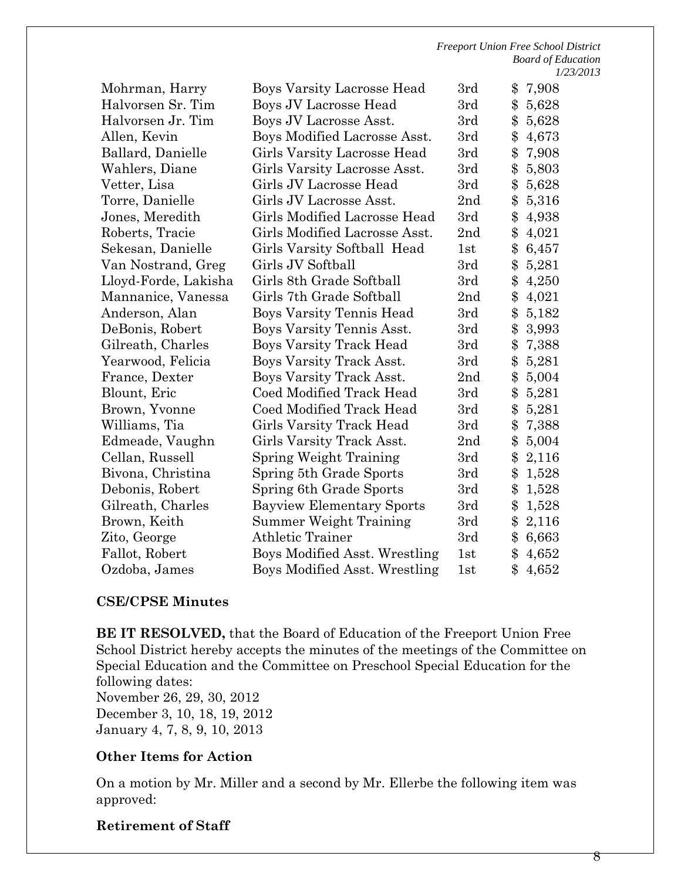| | | | |
|---|---|---|---|
| Mohrman, Harry | Boys Varsity Lacrosse Head | 3rd | $ 7,908 |
| Halvorsen Sr. Tim | Boys JV Lacrosse Head | 3rd | $ 5,628 |
| Halvorsen Jr. Tim | Boys JV Lacrosse Asst. | 3rd | $ 5,628 |
| Allen, Kevin | Boys Modified Lacrosse Asst. | 3rd | $ 4,673 |
| Ballard, Danielle | Girls Varsity Lacrosse Head | 3rd | $ 7,908 |
| Wahlers, Diane | Girls Varsity Lacrosse Asst. | 3rd | $ 5,803 |
| Vetter, Lisa | Girls JV Lacrosse Head | 3rd | $ 5,628 |
| Torre, Danielle | Girls JV Lacrosse Asst. | 2nd | $ 5,316 |
| Jones, Meredith | Girls Modified Lacrosse Head | 3rd | $ 4,938 |
| Roberts, Tracie | Girls Modified Lacrosse Asst. | 2nd | $ 4,021 |
| Sekesan, Danielle | Girls Varsity Softball Head | 1st | $ 6,457 |
| Van Nostrand, Greg | Girls JV Softball | 3rd | $ 5,281 |
| Lloyd-Forde, Lakisha | Girls 8th Grade Softball | 3rd | $ 4,250 |
| Mannanice, Vanessa | Girls 7th Grade Softball | 2nd | $ 4,021 |
| Anderson, Alan | Boys Varsity Tennis Head | 3rd | $ 5,182 |
| DeBonis, Robert | Boys Varsity Tennis Asst. | 3rd | $ 3,993 |
| Gilreath, Charles | Boys Varsity Track Head | 3rd | $ 7,388 |
| Yearwood, Felicia | Boys Varsity Track Asst. | 3rd | $ 5,281 |
| France, Dexter | Boys Varsity Track Asst. | 2nd | $ 5,004 |
| Blount, Eric | Coed Modified Track Head | 3rd | $ 5,281 |
| Brown, Yvonne | Coed Modified Track Head | 3rd | $ 5,281 |
| Williams, Tia | Girls Varsity Track Head | 3rd | $ 7,388 |
| Edmeade, Vaughn | Girls Varsity Track Asst. | 2nd | $ 5,004 |
| Cellan, Russell | Spring Weight Training | 3rd | $ 2,116 |
| Bivona, Christina | Spring 5th Grade Sports | 3rd | $ 1,528 |
| Debonis, Robert | Spring 6th Grade Sports | 3rd | $ 1,528 |
| Gilreath, Charles | Bayview Elementary Sports | 3rd | $ 1,528 |
| Brown, Keith | Summer Weight Training | 3rd | $ 2,116 |
| Zito, George | Athletic Trainer | 3rd | $ 6,663 |
| Fallot, Robert | Boys Modified Asst. Wrestling | 1st | $ 4,652 |
| Ozdoba, James | Boys Modified Asst. Wrestling | 1st | $ 4,652 |

**CSE/CPSE Minutes**

**BE IT RESOLVED,** that the Board of Education of the Freeport Union Free School District hereby accepts the minutes of the meetings of the Committee on Special Education and the Committee on Preschool Special Education for the following dates:
November 26, 29, 30, 2012
December 3, 10, 18, 19, 2012
January 4, 7, 8, 9, 10, 2013

**Other Items for Action**

On a motion by Mr. Miller and a second by Mr. Ellerbe the following item was approved:

**Retirement of Staff**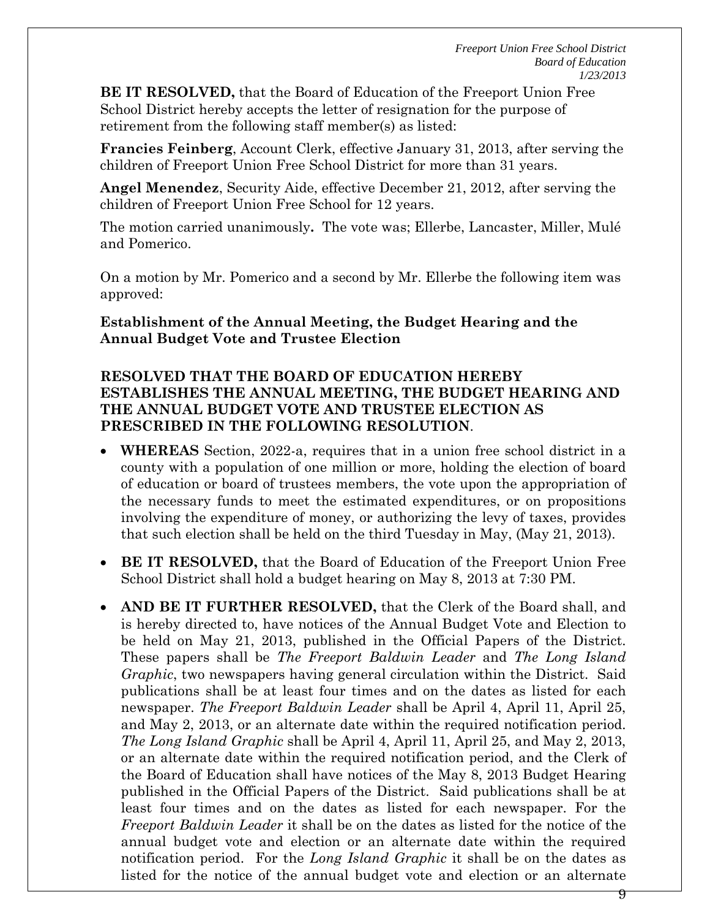**BE IT RESOLVED,** that the Board of Education of the Freeport Union Free School District hereby accepts the letter of resignation for the purpose of retirement from the following staff member(s) as listed:

**Francies Feinberg**, Account Clerk, effective January 31, 2013, after serving the children of Freeport Union Free School District for more than 31 years.

**Angel Menendez**, Security Aide, effective December 21, 2012, after serving the children of Freeport Union Free School for 12 years.

The motion carried unanimously**.** The vote was; Ellerbe, Lancaster, Miller, Mulé and Pomerico.

On a motion by Mr. Pomerico and a second by Mr. Ellerbe the following item was approved:

**Establishment of the Annual Meeting, the Budget Hearing and the Annual Budget Vote and Trustee Election**

**RESOLVED THAT THE BOARD OF EDUCATION HEREBY ESTABLISHES THE ANNUAL MEETING, THE BUDGET HEARING AND THE ANNUAL BUDGET VOTE AND TRUSTEE ELECTION AS PRESCRIBED IN THE FOLLOWING RESOLUTION**.

- **WHEREAS** Section, 2022-a, requires that in a union free school district in a county with a population of one million or more, holding the election of board of education or board of trustees members, the vote upon the appropriation of the necessary funds to meet the estimated expenditures, or on propositions involving the expenditure of money, or authorizing the levy of taxes, provides that such election shall be held on the third Tuesday in May, (May 21, 2013).
- **BE IT RESOLVED,** that the Board of Education of the Freeport Union Free School District shall hold a budget hearing on May 8, 2013 at 7:30 PM.
- **AND BE IT FURTHER RESOLVED,** that the Clerk of the Board shall, and is hereby directed to, have notices of the Annual Budget Vote and Election to be held on May 21, 2013, published in the Official Papers of the District. These papers shall be *The Freeport Baldwin Leader* and *The Long Island Graphic*, two newspapers having general circulation within the District. Said publications shall be at least four times and on the dates as listed for each newspaper. *The Freeport Baldwin Leader* shall be April 4, April 11, April 25, and May 2, 2013, or an alternate date within the required notification period. *The Long Island Graphic* shall be April 4, April 11, April 25, and May 2, 2013, or an alternate date within the required notification period, and the Clerk of the Board of Education shall have notices of the May 8, 2013 Budget Hearing published in the Official Papers of the District. Said publications shall be at least four times and on the dates as listed for each newspaper. For the *Freeport Baldwin Leader* it shall be on the dates as listed for the notice of the annual budget vote and election or an alternate date within the required notification period. For the *Long Island Graphic* it shall be on the dates as listed for the notice of the annual budget vote and election or an alternate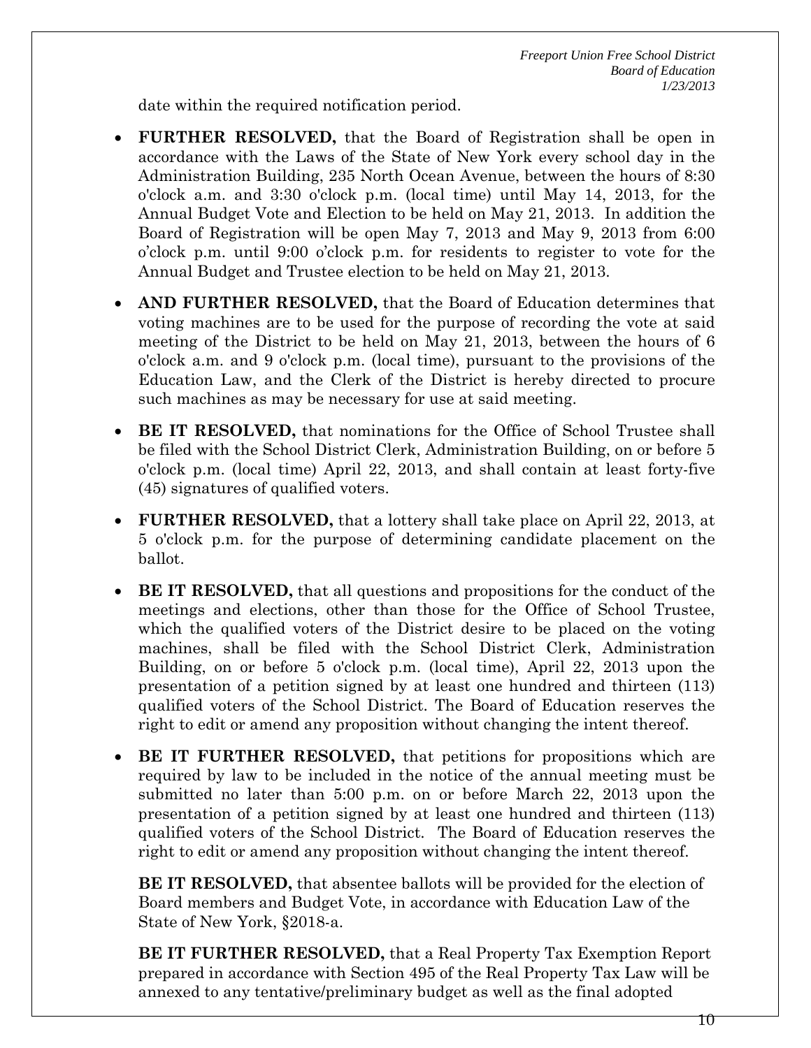date within the required notification period.

- **FURTHER RESOLVED,** that the Board of Registration shall be open in accordance with the Laws of the State of New York every school day in the Administration Building, 235 North Ocean Avenue, between the hours of 8:30 o'clock a.m. and 3:30 o'clock p.m. (local time) until May 14, 2013, for the Annual Budget Vote and Election to be held on May 21, 2013. In addition the Board of Registration will be open May 7, 2013 and May 9, 2013 from 6:00 o'clock p.m. until 9:00 o'clock p.m. for residents to register to vote for the Annual Budget and Trustee election to be held on May 21, 2013.

- **AND FURTHER RESOLVED,** that the Board of Education determines that voting machines are to be used for the purpose of recording the vote at said meeting of the District to be held on May 21, 2013, between the hours of 6 o'clock a.m. and 9 o'clock p.m. (local time), pursuant to the provisions of the Education Law, and the Clerk of the District is hereby directed to procure such machines as may be necessary for use at said meeting.

- **BE IT RESOLVED,** that nominations for the Office of School Trustee shall be filed with the School District Clerk, Administration Building, on or before 5 o'clock p.m. (local time) April 22, 2013, and shall contain at least forty-five (45) signatures of qualified voters.

- **FURTHER RESOLVED,** that a lottery shall take place on April 22, 2013, at 5 o'clock p.m. for the purpose of determining candidate placement on the ballot.

- **BE IT RESOLVED,** that all questions and propositions for the conduct of the meetings and elections, other than those for the Office of School Trustee, which the qualified voters of the District desire to be placed on the voting machines, shall be filed with the School District Clerk, Administration Building, on or before 5 o'clock p.m. (local time), April 22, 2013 upon the presentation of a petition signed by at least one hundred and thirteen (113) qualified voters of the School District. The Board of Education reserves the right to edit or amend any proposition without changing the intent thereof.

- **BE IT FURTHER RESOLVED,** that petitions for propositions which are required by law to be included in the notice of the annual meeting must be submitted no later than 5:00 p.m. on or before March 22, 2013 upon the presentation of a petition signed by at least one hundred and thirteen (113) qualified voters of the School District. The Board of Education reserves the right to edit or amend any proposition without changing the intent thereof.

  **BE IT RESOLVED,** that absentee ballots will be provided for the election of Board members and Budget Vote, in accordance with Education Law of the State of New York, §2018-a.

  **BE IT FURTHER RESOLVED,** that a Real Property Tax Exemption Report prepared in accordance with Section 495 of the Real Property Tax Law will be annexed to any tentative/preliminary budget as well as the final adopted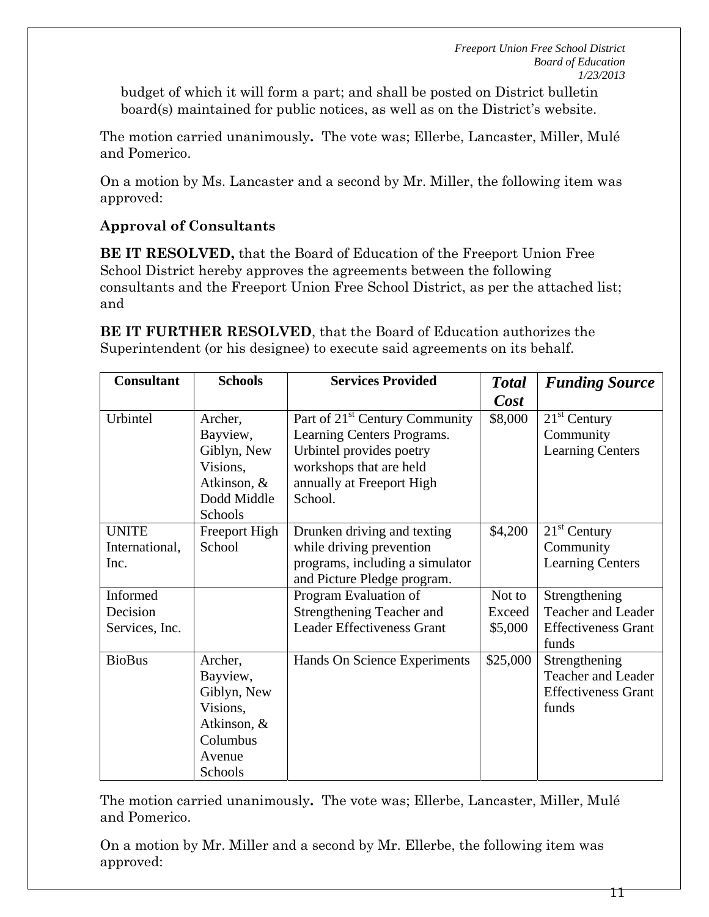budget of which it will form a part; and shall be posted on District bulletin board(s) maintained for public notices, as well as on the District's website.

The motion carried unanimously**.** The vote was; Ellerbe, Lancaster, Miller, Mulé and Pomerico.

On a motion by Ms. Lancaster and a second by Mr. Miller, the following item was approved:

**Approval of Consultants**

**BE IT RESOLVED,** that the Board of Education of the Freeport Union Free School District hereby approves the agreements between the following consultants and the Freeport Union Free School District, as per the attached list; and

**BE IT FURTHER RESOLVED**, that the Board of Education authorizes the Superintendent (or his designee) to execute said agreements on its behalf.

| Consultant | Schools | Services Provided | *Total Cost* | *Funding Source* |
|---|---|---|---|---|
| Urbintel | Archer, Bayview, Giblyn, New Visions, Atkinson, & Dodd Middle Schools | Part of 21st Century Community Learning Centers Programs. Urbintel provides poetry workshops that are held annually at Freeport High School. | $8,000 | 21st Century Community Learning Centers |
| UNITE International, Inc. | Freeport High School | Drunken driving and texting while driving prevention programs, including a simulator and Picture Pledge program. | $4,200 | 21st Century Community Learning Centers |
| Informed Decision Services, Inc. | | Program Evaluation of Strengthening Teacher and Leader Effectiveness Grant | Not to Exceed $5,000 | Strengthening Teacher and Leader Effectiveness Grant funds |
| BioBus | Archer, Bayview, Giblyn, New Visions, Atkinson, & Columbus Avenue Schools | Hands On Science Experiments | $25,000 | Strengthening Teacher and Leader Effectiveness Grant funds |

The motion carried unanimously**.** The vote was; Ellerbe, Lancaster, Miller, Mulé and Pomerico.

On a motion by Mr. Miller and a second by Mr. Ellerbe, the following item was approved: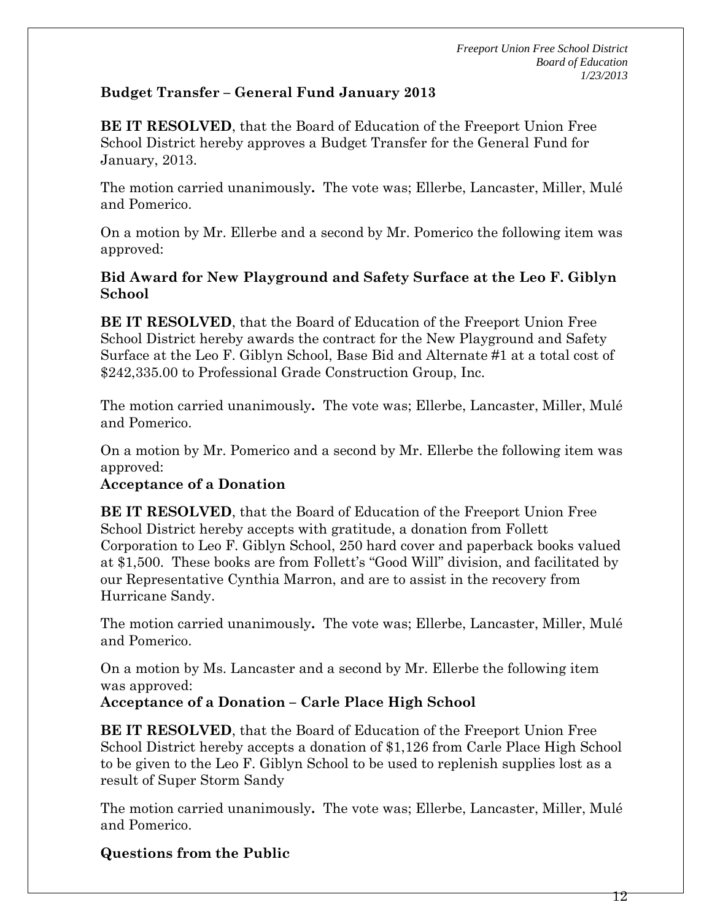**Budget Transfer – General Fund January 2013**

**BE IT RESOLVED**, that the Board of Education of the Freeport Union Free School District hereby approves a Budget Transfer for the General Fund for January, 2013.

The motion carried unanimously**.** The vote was; Ellerbe, Lancaster, Miller, Mulé and Pomerico.

On a motion by Mr. Ellerbe and a second by Mr. Pomerico the following item was approved:

**Bid Award for New Playground and Safety Surface at the Leo F. Giblyn School**

**BE IT RESOLVED**, that the Board of Education of the Freeport Union Free School District hereby awards the contract for the New Playground and Safety Surface at the Leo F. Giblyn School, Base Bid and Alternate #1 at a total cost of $242,335.00 to Professional Grade Construction Group, Inc.

The motion carried unanimously**.** The vote was; Ellerbe, Lancaster, Miller, Mulé and Pomerico.

On a motion by Mr. Pomerico and a second by Mr. Ellerbe the following item was approved:

**Acceptance of a Donation**

**BE IT RESOLVED**, that the Board of Education of the Freeport Union Free School District hereby accepts with gratitude, a donation from Follett Corporation to Leo F. Giblyn School, 250 hard cover and paperback books valued at $1,500. These books are from Follett's "Good Will" division, and facilitated by our Representative Cynthia Marron, and are to assist in the recovery from Hurricane Sandy.

The motion carried unanimously**.** The vote was; Ellerbe, Lancaster, Miller, Mulé and Pomerico.

On a motion by Ms. Lancaster and a second by Mr. Ellerbe the following item was approved:

**Acceptance of a Donation – Carle Place High School**

**BE IT RESOLVED**, that the Board of Education of the Freeport Union Free School District hereby accepts a donation of $1,126 from Carle Place High School to be given to the Leo F. Giblyn School to be used to replenish supplies lost as a result of Super Storm Sandy

The motion carried unanimously**.** The vote was; Ellerbe, Lancaster, Miller, Mulé and Pomerico.

**Questions from the Public**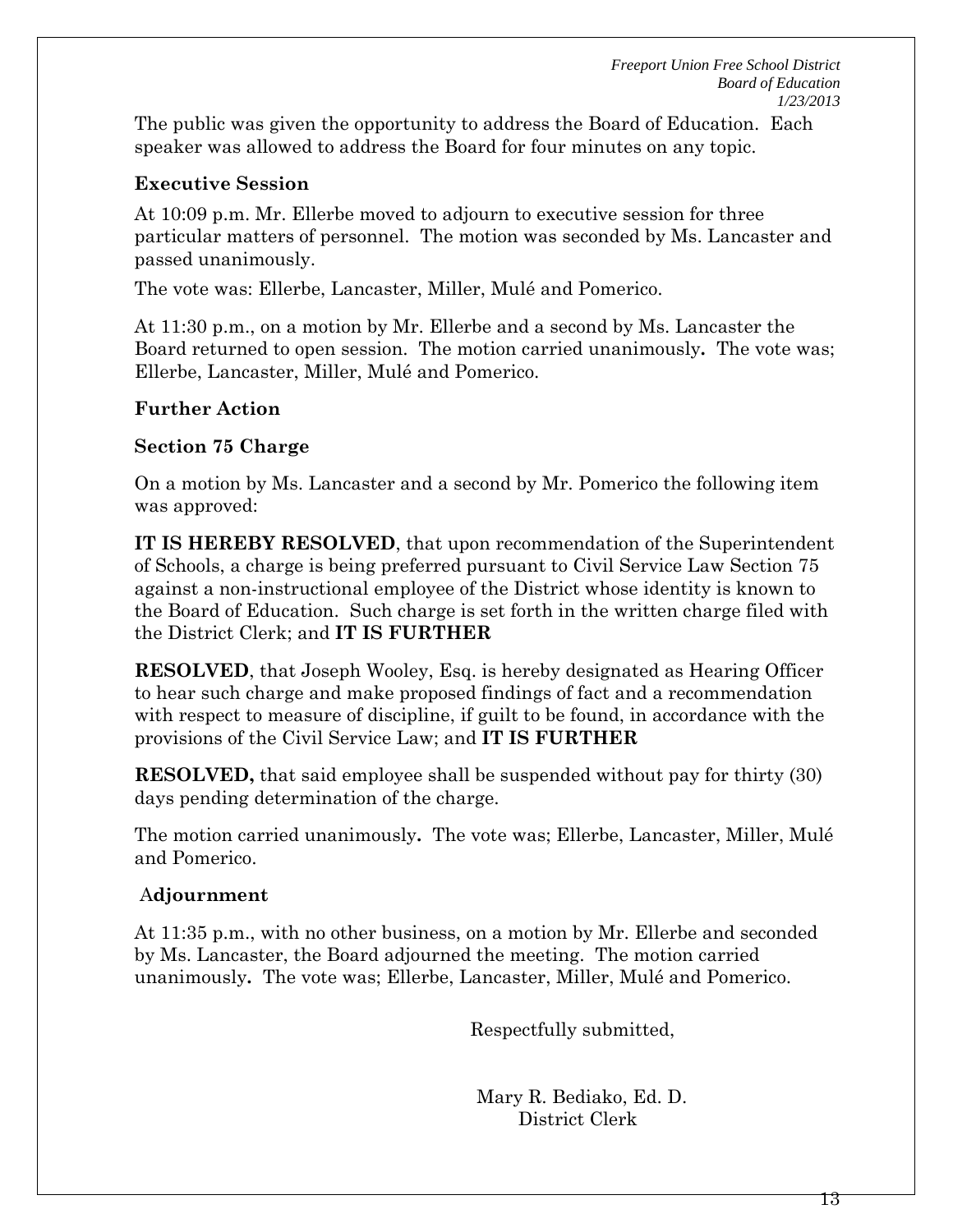The public was given the opportunity to address the Board of Education. Each speaker was allowed to address the Board for four minutes on any topic.

**Executive Session**

At 10:09 p.m. Mr. Ellerbe moved to adjourn to executive session for three particular matters of personnel. The motion was seconded by Ms. Lancaster and passed unanimously.

The vote was: Ellerbe, Lancaster, Miller, Mulé and Pomerico.

At 11:30 p.m., on a motion by Mr. Ellerbe and a second by Ms. Lancaster the Board returned to open session. The motion carried unanimously**.** The vote was; Ellerbe, Lancaster, Miller, Mulé and Pomerico.

**Further Action**

**Section 75 Charge**

On a motion by Ms. Lancaster and a second by Mr. Pomerico the following item was approved:

**IT IS HEREBY RESOLVED**, that upon recommendation of the Superintendent of Schools, a charge is being preferred pursuant to Civil Service Law Section 75 against a non-instructional employee of the District whose identity is known to the Board of Education. Such charge is set forth in the written charge filed with the District Clerk; and **IT IS FURTHER**

**RESOLVED**, that Joseph Wooley, Esq. is hereby designated as Hearing Officer to hear such charge and make proposed findings of fact and a recommendation with respect to measure of discipline, if guilt to be found, in accordance with the provisions of the Civil Service Law; and **IT IS FURTHER**

**RESOLVED,** that said employee shall be suspended without pay for thirty (30) days pending determination of the charge.

The motion carried unanimously**.** The vote was; Ellerbe, Lancaster, Miller, Mulé and Pomerico.

**Adjournment**

At 11:35 p.m., with no other business, on a motion by Mr. Ellerbe and seconded by Ms. Lancaster, the Board adjourned the meeting. The motion carried unanimously**.** The vote was; Ellerbe, Lancaster, Miller, Mulé and Pomerico.

Respectfully submitted,

Mary R. Bediako, Ed. D.
District Clerk